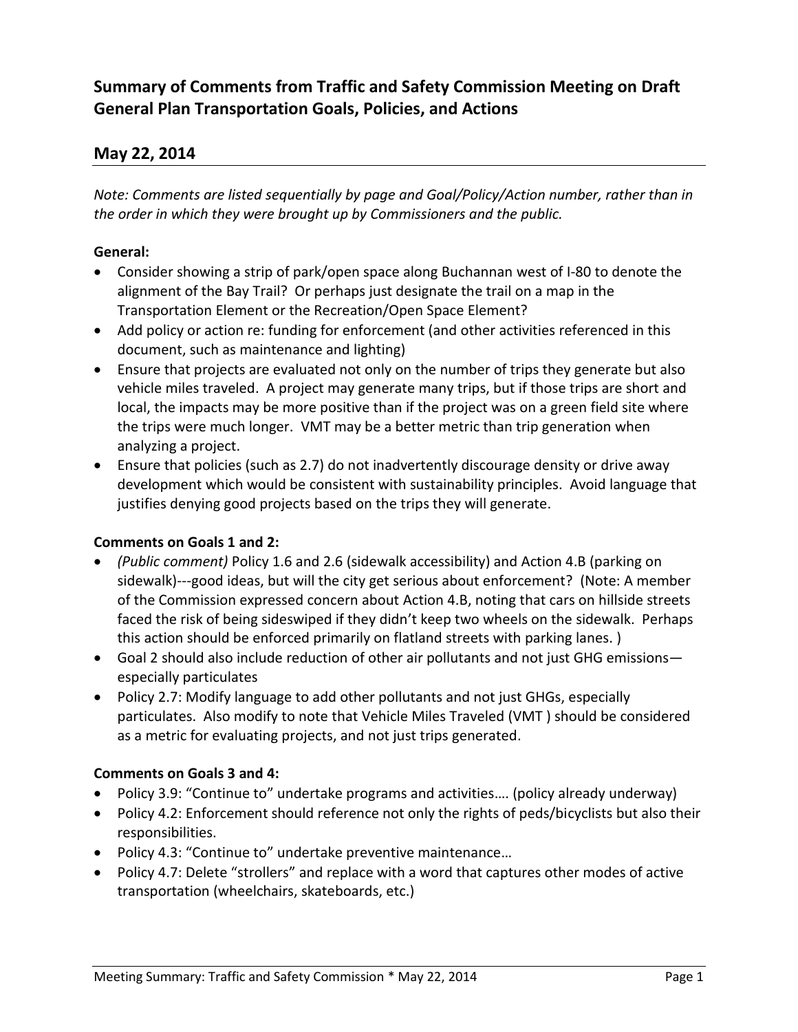## Summary of Comments from Traffic and Safety Commission Meeting on Draft General Plan Transportation Goals, Policies, and Actions

## May 22, 2014

*Note: Comments are listed sequentially by page and Goal/Policy/Action number, rather than in the order in which they were brought up by Commissioners and the public.*

**General:**

- Consider showing a strip of park/open space along Buchannan west of I-80 to denote the alignment of the Bay Trail? Or perhaps just designate the trail on a map in the Transportation Element or the Recreation/Open Space Element?
- Add policy or action re: funding for enforcement (and other activities referenced in this document, such as maintenance and lighting)
- Ensure that projects are evaluated not only on the number of trips they generate but also vehicle miles traveled. A project may generate many trips, but if those trips are short and local, the impacts may be more positive than if the project was on a green field site where the trips were much longer. VMT may be a better metric than trip generation when analyzing a project.
- Ensure that policies (such as 2.7) do not inadvertently discourage density or drive away development which would be consistent with sustainability principles. Avoid language that justifies denying good projects based on the trips they will generate.

**Comments on Goals 1 and 2:**

- *(Public comment)* Policy 1.6 and 2.6 (sidewalk accessibility) and Action 4.B (parking on sidewalk)---good ideas, but will the city get serious about enforcement? (Note: A member of the Commission expressed concern about Action 4.B, noting that cars on hillside streets faced the risk of being sideswiped if they didn't keep two wheels on the sidewalk. Perhaps this action should be enforced primarily on flatland streets with parking lanes. )
- Goal 2 should also include reduction of other air pollutants and not just GHG emissions—especially particulates
- Policy 2.7: Modify language to add other pollutants and not just GHGs, especially particulates. Also modify to note that Vehicle Miles Traveled (VMT ) should be considered as a metric for evaluating projects, and not just trips generated.

**Comments on Goals 3 and 4:**

- Policy 3.9: "Continue to" undertake programs and activities…. (policy already underway)
- Policy 4.2: Enforcement should reference not only the rights of peds/bicyclists but also their responsibilities.
- Policy 4.3: "Continue to" undertake preventive maintenance…
- Policy 4.7: Delete "strollers" and replace with a word that captures other modes of active transportation (wheelchairs, skateboards, etc.)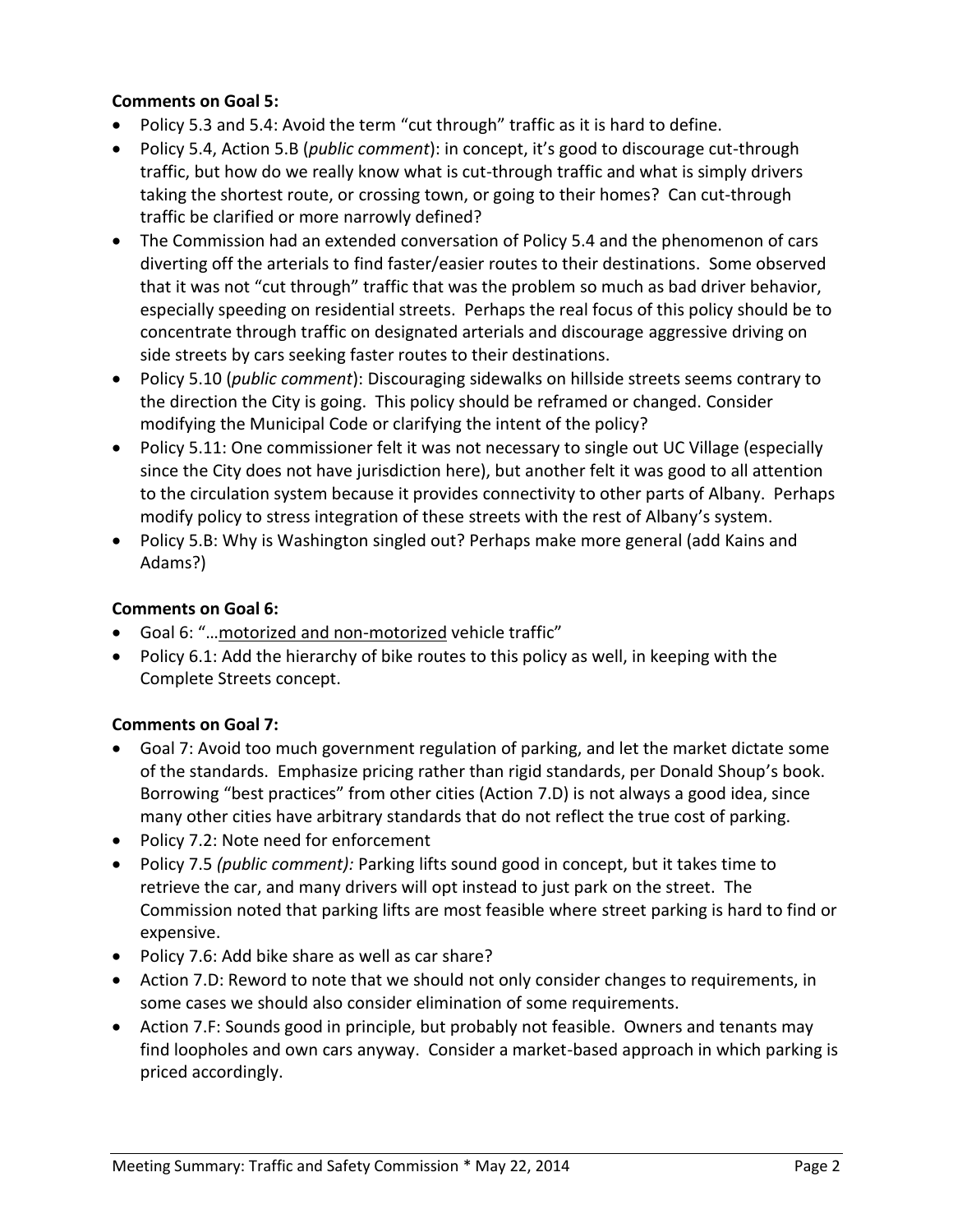**Comments on Goal 5:**

- Policy 5.3 and 5.4: Avoid the term "cut through" traffic as it is hard to define.
- Policy 5.4, Action 5.B (*public comment*): in concept, it's good to discourage cut-through traffic, but how do we really know what is cut-through traffic and what is simply drivers taking the shortest route, or crossing town, or going to their homes? Can cut-through traffic be clarified or more narrowly defined?
- The Commission had an extended conversation of Policy 5.4 and the phenomenon of cars diverting off the arterials to find faster/easier routes to their destinations. Some observed that it was not "cut through" traffic that was the problem so much as bad driver behavior, especially speeding on residential streets. Perhaps the real focus of this policy should be to concentrate through traffic on designated arterials and discourage aggressive driving on side streets by cars seeking faster routes to their destinations.
- Policy 5.10 (*public comment*): Discouraging sidewalks on hillside streets seems contrary to the direction the City is going. This policy should be reframed or changed. Consider modifying the Municipal Code or clarifying the intent of the policy?
- Policy 5.11: One commissioner felt it was not necessary to single out UC Village (especially since the City does not have jurisdiction here), but another felt it was good to all attention to the circulation system because it provides connectivity to other parts of Albany. Perhaps modify policy to stress integration of these streets with the rest of Albany's system.
- Policy 5.B: Why is Washington singled out? Perhaps make more general (add Kains and Adams?)

**Comments on Goal 6:**

- Goal 6: "…<u>motorized and non-motorized</u> vehicle traffic"
- Policy 6.1: Add the hierarchy of bike routes to this policy as well, in keeping with the Complete Streets concept.

**Comments on Goal 7:**

- Goal 7: Avoid too much government regulation of parking, and let the market dictate some of the standards. Emphasize pricing rather than rigid standards, per Donald Shoup's book. Borrowing "best practices" from other cities (Action 7.D) is not always a good idea, since many other cities have arbitrary standards that do not reflect the true cost of parking.
- Policy 7.2: Note need for enforcement
- Policy 7.5 *(public comment):* Parking lifts sound good in concept, but it takes time to retrieve the car, and many drivers will opt instead to just park on the street. The Commission noted that parking lifts are most feasible where street parking is hard to find or expensive.
- Policy 7.6: Add bike share as well as car share?
- Action 7.D: Reword to note that we should not only consider changes to requirements, in some cases we should also consider elimination of some requirements.
- Action 7.F: Sounds good in principle, but probably not feasible. Owners and tenants may find loopholes and own cars anyway. Consider a market-based approach in which parking is priced accordingly.